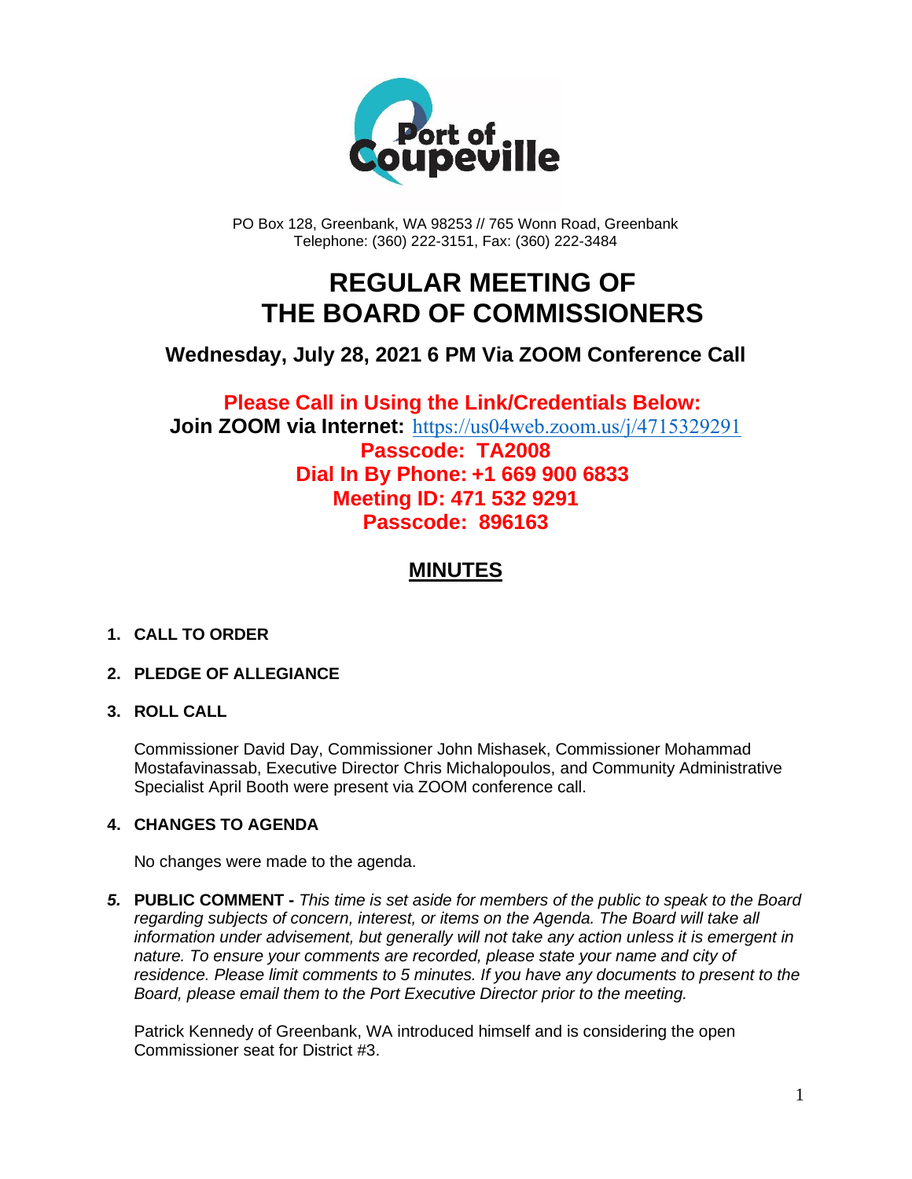PO Box 128, Greenbank, WA 98253 // 765 Wonn Road, Greenbank
Telephone: (360) 222-3151, Fax: (360) 222-3484

# REGULAR MEETING OF THE BOARD OF COMMISSIONERS

## Wednesday, July 28, 2021 6 PM Via ZOOM Conference Call

**Please Call in Using the Link/Credentials Below:**
**Join ZOOM via Internet:** https://us04web.zoom.us/j/4715329291
**Passcode: TA2008**
**Dial In By Phone: +1 669 900 6833**
**Meeting ID: 471 532 9291**
**Passcode: 896163**

## MINUTES

1. **CALL TO ORDER**

2. **PLEDGE OF ALLEGIANCE**

3. **ROLL CALL**

   Commissioner David Day, Commissioner John Mishasek, Commissioner Mohammad Mostafavinassab, Executive Director Chris Michalopoulos, and Community Administrative Specialist April Booth were present via ZOOM conference call.

4. **CHANGES TO AGENDA**

   No changes were made to the agenda.

5. **PUBLIC COMMENT -** *This time is set aside for members of the public to speak to the Board regarding subjects of concern, interest, or items on the Agenda. The Board will take all information under advisement, but generally will not take any action unless it is emergent in nature. To ensure your comments are recorded, please state your name and city of residence. Please limit comments to 5 minutes. If you have any documents to present to the Board, please email them to the Port Executive Director prior to the meeting.*

   Patrick Kennedy of Greenbank, WA introduced himself and is considering the open Commissioner seat for District #3.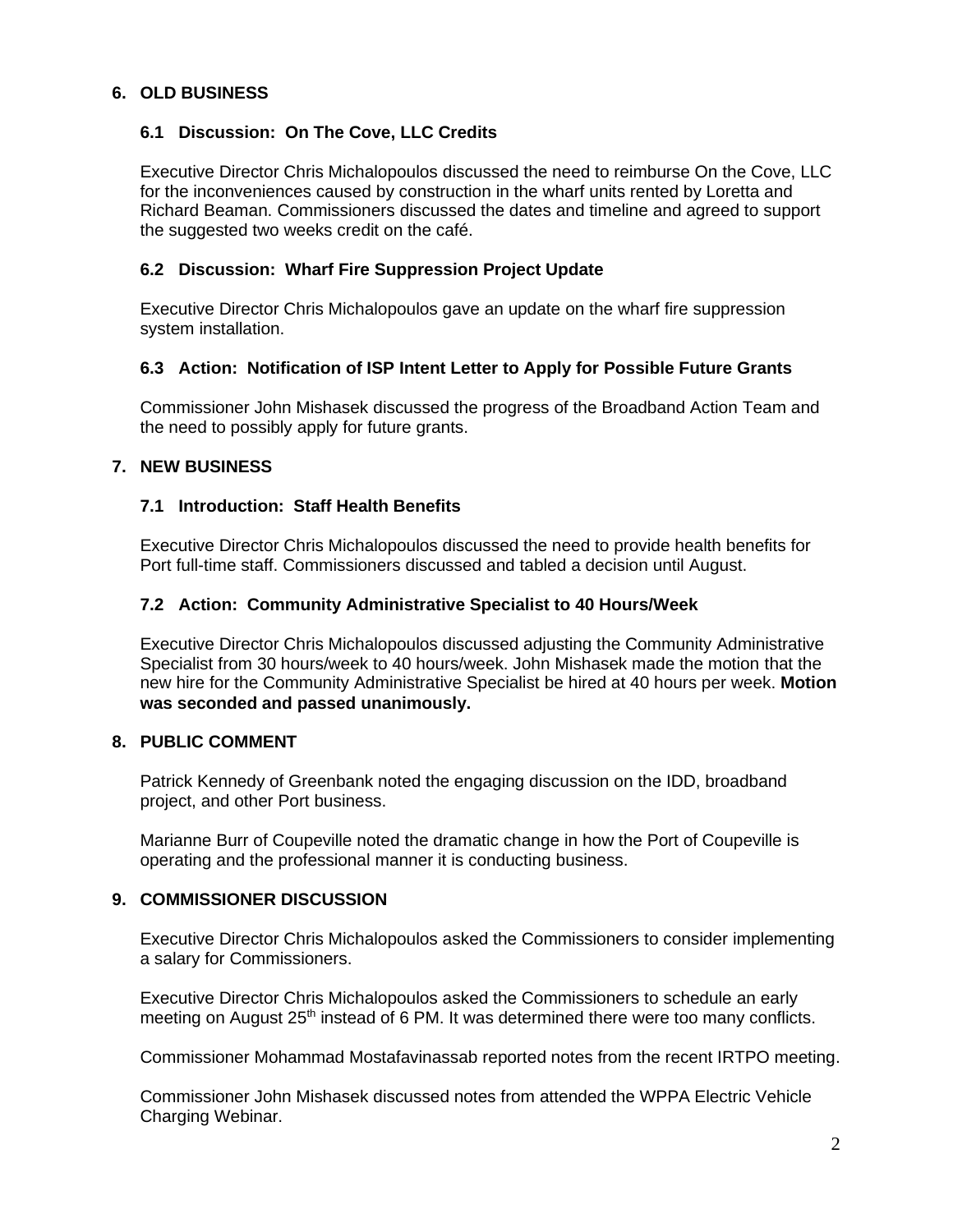## 6. OLD BUSINESS

### 6.1 Discussion: On The Cove, LLC Credits

Executive Director Chris Michalopoulos discussed the need to reimburse On the Cove, LLC for the inconveniences caused by construction in the wharf units rented by Loretta and Richard Beaman. Commissioners discussed the dates and timeline and agreed to support the suggested two weeks credit on the café.

### 6.2 Discussion: Wharf Fire Suppression Project Update

Executive Director Chris Michalopoulos gave an update on the wharf fire suppression system installation.

### 6.3 Action: Notification of ISP Intent Letter to Apply for Possible Future Grants

Commissioner John Mishasek discussed the progress of the Broadband Action Team and the need to possibly apply for future grants.

## 7. NEW BUSINESS

### 7.1 Introduction: Staff Health Benefits

Executive Director Chris Michalopoulos discussed the need to provide health benefits for Port full-time staff. Commissioners discussed and tabled a decision until August.

### 7.2 Action: Community Administrative Specialist to 40 Hours/Week

Executive Director Chris Michalopoulos discussed adjusting the Community Administrative Specialist from 30 hours/week to 40 hours/week. John Mishasek made the motion that the new hire for the Community Administrative Specialist be hired at 40 hours per week. **Motion was seconded and passed unanimously.**

## 8. PUBLIC COMMENT

Patrick Kennedy of Greenbank noted the engaging discussion on the IDD, broadband project, and other Port business.

Marianne Burr of Coupeville noted the dramatic change in how the Port of Coupeville is operating and the professional manner it is conducting business.

## 9. COMMISSIONER DISCUSSION

Executive Director Chris Michalopoulos asked the Commissioners to consider implementing a salary for Commissioners.

Executive Director Chris Michalopoulos asked the Commissioners to schedule an early meeting on August 25th instead of 6 PM. It was determined there were too many conflicts.

Commissioner Mohammad Mostafavinassab reported notes from the recent IRTPO meeting.

Commissioner John Mishasek discussed notes from attended the WPPA Electric Vehicle Charging Webinar.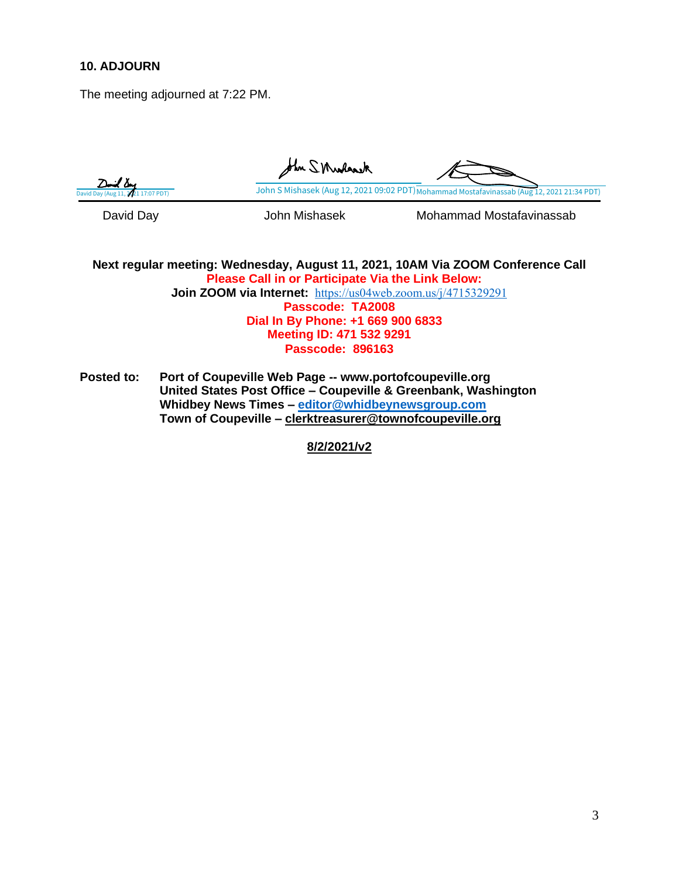**10. ADJOURN**

The meeting adjourned at 7:22 PM.

David Day (Aug 11, 2021 17:07 PDT) | John S Mishasek (Aug 12, 2021 09:02 PDT) | Mohammad Mostafavinassab (Aug 12, 2021 21:34 PDT)

David Day | John Mishasek | Mohammad Mostafavinassab

**Next regular meeting: Wednesday, August 11, 2021, 10AM Via ZOOM Conference Call**
**Please Call in or Participate Via the Link Below:**
**Join ZOOM via Internet:** https://us04web.zoom.us/j/4715329291
**Passcode: TA2008**
**Dial In By Phone: +1 669 900 6833**
**Meeting ID: 471 532 9291**
**Passcode: 896163**

**Posted to:** **Port of Coupeville Web Page -- www.portofcoupeville.org**
**United States Post Office – Coupeville & Greenbank, Washington**
**Whidbey News Times – editor@whidbeynewsgroup.com**
**Town of Coupeville – clerktreasurer@townofcoupeville.org**

**8/2/2021/v2**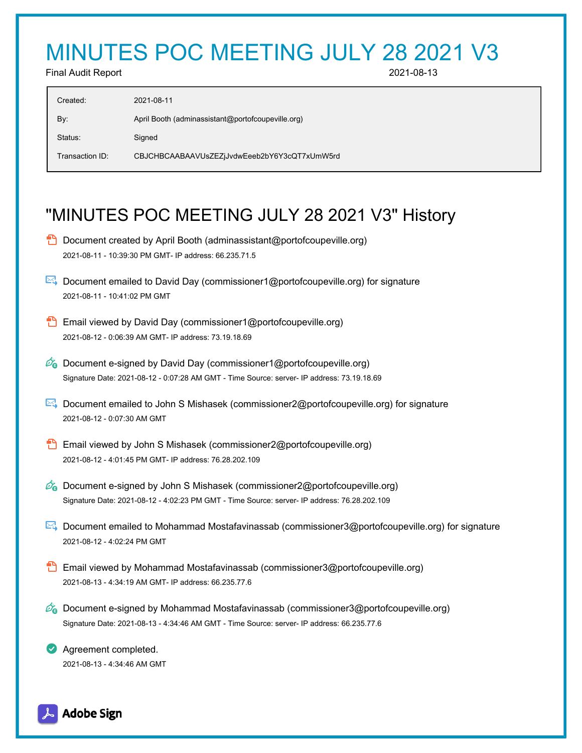# MINUTES POC MEETING JULY 28 2021 V3

Final Audit Report 2021-08-13

| | |
|---|---|
| Created: | 2021-08-11 |
| By: | April Booth (adminassistant@portofcoupeville.org) |
| Status: | Signed |
| Transaction ID: | CBJCHBCAABAAVUsZEZjJvdwEeeb2bY6Y3cQT7xUmW5rd |

## "MINUTES POC MEETING JULY 28 2021 V3" History

- Document created by April Booth (adminassistant@portofcoupeville.org)
  2021-08-11 - 10:39:30 PM GMT- IP address: 66.235.71.5

- Document emailed to David Day (commissioner1@portofcoupeville.org) for signature
  2021-08-11 - 10:41:02 PM GMT

- Email viewed by David Day (commissioner1@portofcoupeville.org)
  2021-08-12 - 0:06:39 AM GMT- IP address: 73.19.18.69

- Document e-signed by David Day (commissioner1@portofcoupeville.org)
  Signature Date: 2021-08-12 - 0:07:28 AM GMT - Time Source: server- IP address: 73.19.18.69

- Document emailed to John S Mishasek (commissioner2@portofcoupeville.org) for signature
  2021-08-12 - 0:07:30 AM GMT

- Email viewed by John S Mishasek (commissioner2@portofcoupeville.org)
  2021-08-12 - 4:01:45 PM GMT- IP address: 76.28.202.109

- Document e-signed by John S Mishasek (commissioner2@portofcoupeville.org)
  Signature Date: 2021-08-12 - 4:02:23 PM GMT - Time Source: server- IP address: 76.28.202.109

- Document emailed to Mohammad Mostafavinassab (commissioner3@portofcoupeville.org) for signature
  2021-08-12 - 4:02:24 PM GMT

- Email viewed by Mohammad Mostafavinassab (commissioner3@portofcoupeville.org)
  2021-08-13 - 4:34:19 AM GMT- IP address: 66.235.77.6

- Document e-signed by Mohammad Mostafavinassab (commissioner3@portofcoupeville.org)
  Signature Date: 2021-08-13 - 4:34:46 AM GMT - Time Source: server- IP address: 66.235.77.6

- Agreement completed.
  2021-08-13 - 4:34:46 AM GMT

Adobe Sign